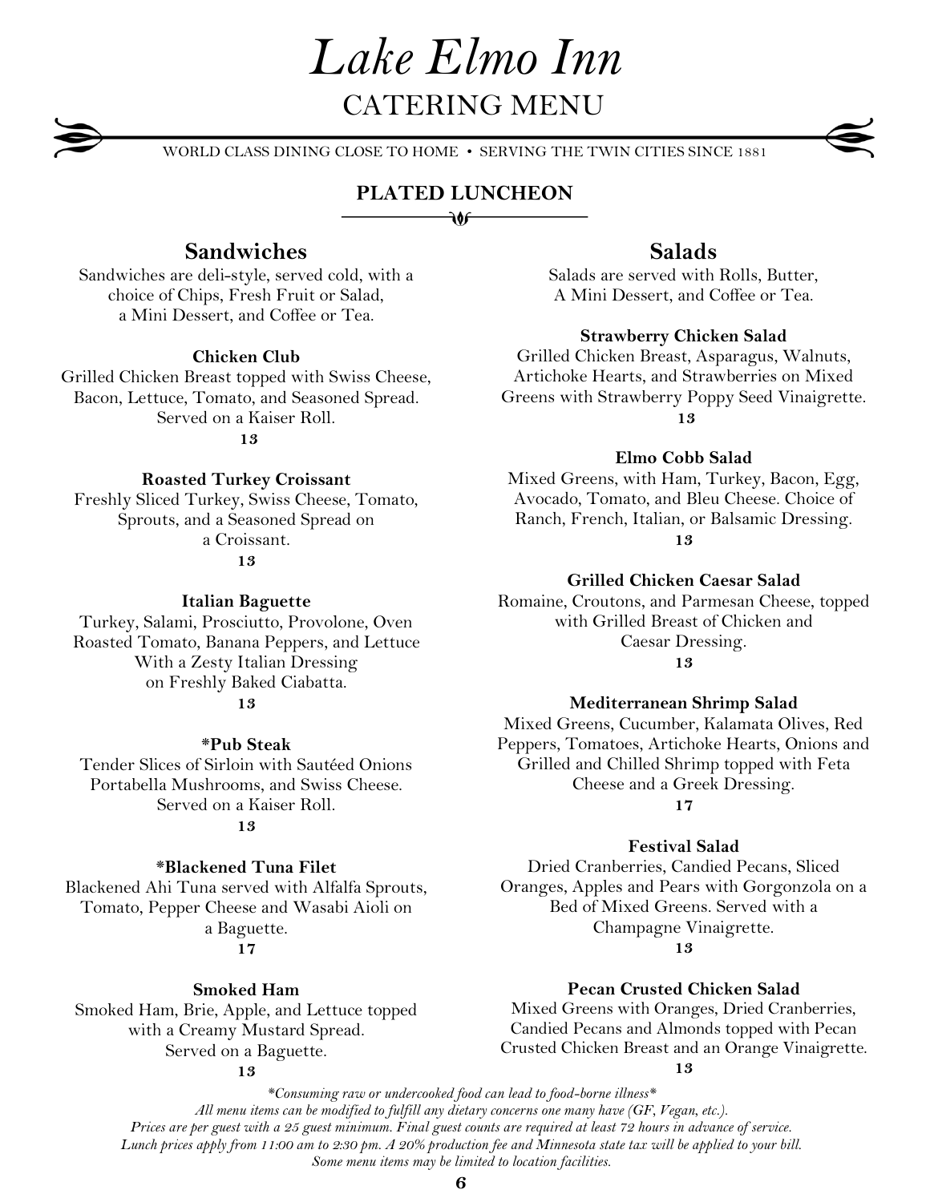# *Lake Elmo Inn*

## CATERING MENU

WORLD CLASS DINING CLOSE TO HOME • SERVING THE TWIN CITIES SINCE 1881

### PLATED LUNCHEON

## Sandwiches

Sandwiches are deli-style, served cold, with a choice of Chips, Fresh Fruit or Salad, a Mini Dessert, and Coffee or Tea.

**Chicken Club**
Grilled Chicken Breast topped with Swiss Cheese, Bacon, Lettuce, Tomato, and Seasoned Spread. Served on a Kaiser Roll.
**13**

**Roasted Turkey Croissant**
Freshly Sliced Turkey, Swiss Cheese, Tomato, Sprouts, and a Seasoned Spread on a Croissant.
**13**

**Italian Baguette**
Turkey, Salami, Prosciutto, Provolone, Oven Roasted Tomato, Banana Peppers, and Lettuce With a Zesty Italian Dressing on Freshly Baked Ciabatta.
**13**

**\*Pub Steak**
Tender Slices of Sirloin with Sautéed Onions Portabella Mushrooms, and Swiss Cheese. Served on a Kaiser Roll.
**13**

**\*Blackened Tuna Filet**
Blackened Ahi Tuna served with Alfalfa Sprouts, Tomato, Pepper Cheese and Wasabi Aioli on a Baguette.
**17**

**Smoked Ham**
Smoked Ham, Brie, Apple, and Lettuce topped with a Creamy Mustard Spread. Served on a Baguette.
**13**

## Salads

Salads are served with Rolls, Butter, A Mini Dessert, and Coffee or Tea.

**Strawberry Chicken Salad**
Grilled Chicken Breast, Asparagus, Walnuts, Artichoke Hearts, and Strawberries on Mixed Greens with Strawberry Poppy Seed Vinaigrette.
**13**

**Elmo Cobb Salad**
Mixed Greens, with Ham, Turkey, Bacon, Egg, Avocado, Tomato, and Bleu Cheese. Choice of Ranch, French, Italian, or Balsamic Dressing.
**13**

**Grilled Chicken Caesar Salad**
Romaine, Croutons, and Parmesan Cheese, topped with Grilled Breast of Chicken and Caesar Dressing.
**13**

**Mediterranean Shrimp Salad**
Mixed Greens, Cucumber, Kalamata Olives, Red Peppers, Tomatoes, Artichoke Hearts, Onions and Grilled and Chilled Shrimp topped with Feta Cheese and a Greek Dressing.
**17**

**Festival Salad**
Dried Cranberries, Candied Pecans, Sliced Oranges, Apples and Pears with Gorgonzola on a Bed of Mixed Greens. Served with a Champagne Vinaigrette.
**13**

**Pecan Crusted Chicken Salad**
Mixed Greens with Oranges, Dried Cranberries, Candied Pecans and Almonds topped with Pecan Crusted Chicken Breast and an Orange Vinaigrette.
**13**

*\*Consuming raw or undercooked food can lead to food-borne illness\**
*All menu items can be modified to fulfill any dietary concerns one many have (GF, Vegan, etc.).*
*Prices are per guest with a 25 guest minimum. Final guest counts are required at least 72 hours in advance of service.*
*Lunch prices apply from 11:00 am to 2:30 pm. A 20% production fee and Minnesota state tax will be applied to your bill.*
*Some menu items may be limited to location facilities.*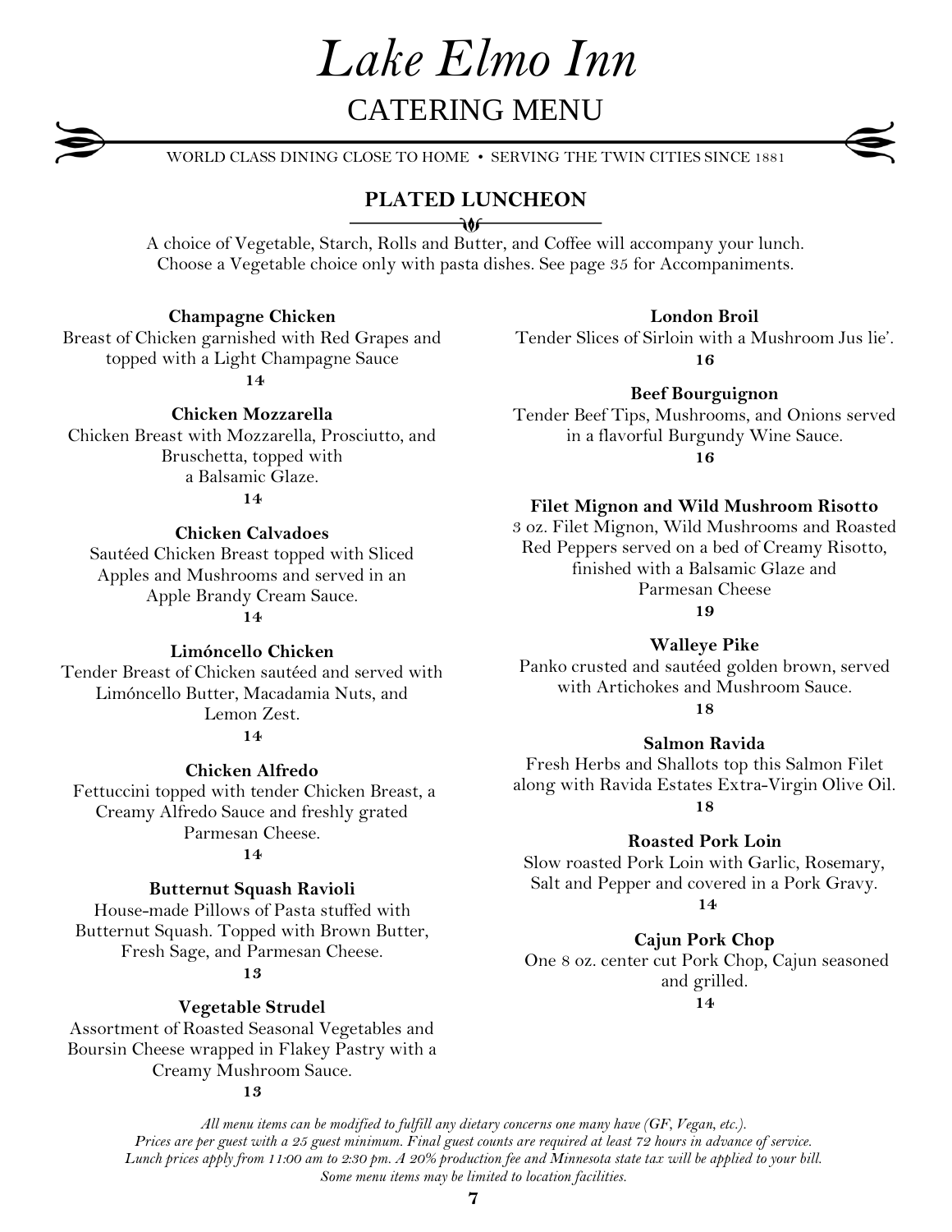# *Lake Elmo Inn*

## CATERING MENU

WORLD CLASS DINING CLOSE TO HOME • SERVING THE TWIN CITIES SINCE 1881

## PLATED LUNCHEON

A choice of Vegetable, Starch, Rolls and Butter, and Coffee will accompany your lunch.
Choose a Vegetable choice only with pasta dishes. See page 35 for Accompaniments.

**Champagne Chicken**
Breast of Chicken garnished with Red Grapes and topped with a Light Champagne Sauce
**14**

**Chicken Mozzarella**
Chicken Breast with Mozzarella, Prosciutto, and Bruschetta, topped with a Balsamic Glaze.
**14**

**Chicken Calvadoes**
Sautéed Chicken Breast topped with Sliced Apples and Mushrooms and served in an Apple Brandy Cream Sauce.
**14**

**Limóncello Chicken**
Tender Breast of Chicken sautéed and served with Limóncello Butter, Macadamia Nuts, and Lemon Zest.
**14**

**Chicken Alfredo**
Fettuccini topped with tender Chicken Breast, a Creamy Alfredo Sauce and freshly grated Parmesan Cheese.
**14**

**Butternut Squash Ravioli**
House-made Pillows of Pasta stuffed with Butternut Squash. Topped with Brown Butter, Fresh Sage, and Parmesan Cheese.
**13**

**Vegetable Strudel**
Assortment of Roasted Seasonal Vegetables and Boursin Cheese wrapped in Flakey Pastry with a Creamy Mushroom Sauce.
**13**

**London Broil**
Tender Slices of Sirloin with a Mushroom Jus lie'.
**16**

**Beef Bourguignon**
Tender Beef Tips, Mushrooms, and Onions served in a flavorful Burgundy Wine Sauce.
**16**

**Filet Mignon and Wild Mushroom Risotto**
3 oz. Filet Mignon, Wild Mushrooms and Roasted Red Peppers served on a bed of Creamy Risotto, finished with a Balsamic Glaze and Parmesan Cheese
**19**

**Walleye Pike**
Panko crusted and sautéed golden brown, served with Artichokes and Mushroom Sauce.
**18**

**Salmon Ravida**
Fresh Herbs and Shallots top this Salmon Filet along with Ravida Estates Extra-Virgin Olive Oil.
**18**

**Roasted Pork Loin**
Slow roasted Pork Loin with Garlic, Rosemary, Salt and Pepper and covered in a Pork Gravy.
**14**

**Cajun Pork Chop**
One 8 oz. center cut Pork Chop, Cajun seasoned and grilled.
**14**

*All menu items can be modified to fulfill any dietary concerns one many have (GF, Vegan, etc.).*
*Prices are per guest with a 25 guest minimum. Final guest counts are required at least 72 hours in advance of service.*
*Lunch prices apply from 11:00 am to 2:30 pm. A 20% production fee and Minnesota state tax will be applied to your bill.*
*Some menu items may be limited to location facilities.*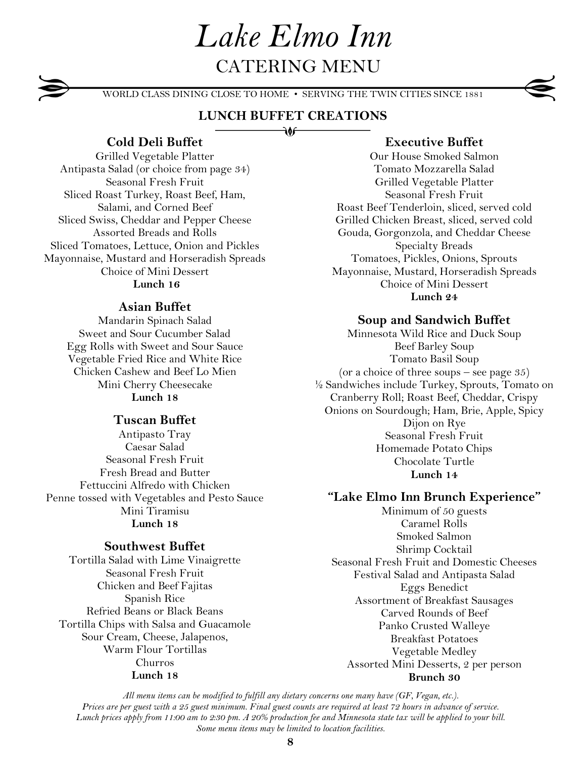# *Lake Elmo Inn*

## CATERING MENU

WORLD CLASS DINING CLOSE TO HOME • SERVING THE TWIN CITIES SINCE 1881

## LUNCH BUFFET CREATIONS

### Cold Deli Buffet

Grilled Vegetable Platter
Antipasta Salad (or choice from page 34)
Seasonal Fresh Fruit
Sliced Roast Turkey, Roast Beef, Ham, Salami, and Corned Beef
Sliced Swiss, Cheddar and Pepper Cheese
Assorted Breads and Rolls
Sliced Tomatoes, Lettuce, Onion and Pickles
Mayonnaise, Mustard and Horseradish Spreads
Choice of Mini Dessert
**Lunch 16**

### Asian Buffet

Mandarin Spinach Salad
Sweet and Sour Cucumber Salad
Egg Rolls with Sweet and Sour Sauce
Vegetable Fried Rice and White Rice
Chicken Cashew and Beef Lo Mien
Mini Cherry Cheesecake
**Lunch 18**

### Tuscan Buffet

Antipasto Tray
Caesar Salad
Seasonal Fresh Fruit
Fresh Bread and Butter
Fettuccini Alfredo with Chicken
Penne tossed with Vegetables and Pesto Sauce
Mini Tiramisu
**Lunch 18**

### Southwest Buffet

Tortilla Salad with Lime Vinaigrette
Seasonal Fresh Fruit
Chicken and Beef Fajitas
Spanish Rice
Refried Beans or Black Beans
Tortilla Chips with Salsa and Guacamole
Sour Cream, Cheese, Jalapenos,
Warm Flour Tortillas
Churros
**Lunch 18**

### Executive Buffet

Our House Smoked Salmon
Tomato Mozzarella Salad
Grilled Vegetable Platter
Seasonal Fresh Fruit
Roast Beef Tenderloin, sliced, served cold
Grilled Chicken Breast, sliced, served cold
Gouda, Gorgonzola, and Cheddar Cheese
Specialty Breads
Tomatoes, Pickles, Onions, Sprouts
Mayonnaise, Mustard, Horseradish Spreads
Choice of Mini Dessert
**Lunch 24**

### Soup and Sandwich Buffet

Minnesota Wild Rice and Duck Soup
Beef Barley Soup
Tomato Basil Soup
(or a choice of three soups – see page 35)
½ Sandwiches include Turkey, Sprouts, Tomato on Cranberry Roll; Roast Beef, Cheddar, Crispy Onions on Sourdough; Ham, Brie, Apple, Spicy Dijon on Rye
Seasonal Fresh Fruit
Homemade Potato Chips
Chocolate Turtle
**Lunch 14**

### "Lake Elmo Inn Brunch Experience"

Minimum of 50 guests
Caramel Rolls
Smoked Salmon
Shrimp Cocktail
Seasonal Fresh Fruit and Domestic Cheeses
Festival Salad and Antipasta Salad
Eggs Benedict
Assortment of Breakfast Sausages
Carved Rounds of Beef
Panko Crusted Walleye
Breakfast Potatoes
Vegetable Medley
Assorted Mini Desserts, 2 per person
**Brunch 30**

*All menu items can be modified to fulfill any dietary concerns one many have (GF, Vegan, etc.).*
*Prices are per guest with a 25 guest minimum. Final guest counts are required at least 72 hours in advance of service.*
*Lunch prices apply from 11:00 am to 2:30 pm. A 20% production fee and Minnesota state tax will be applied to your bill.*
*Some menu items may be limited to location facilities.*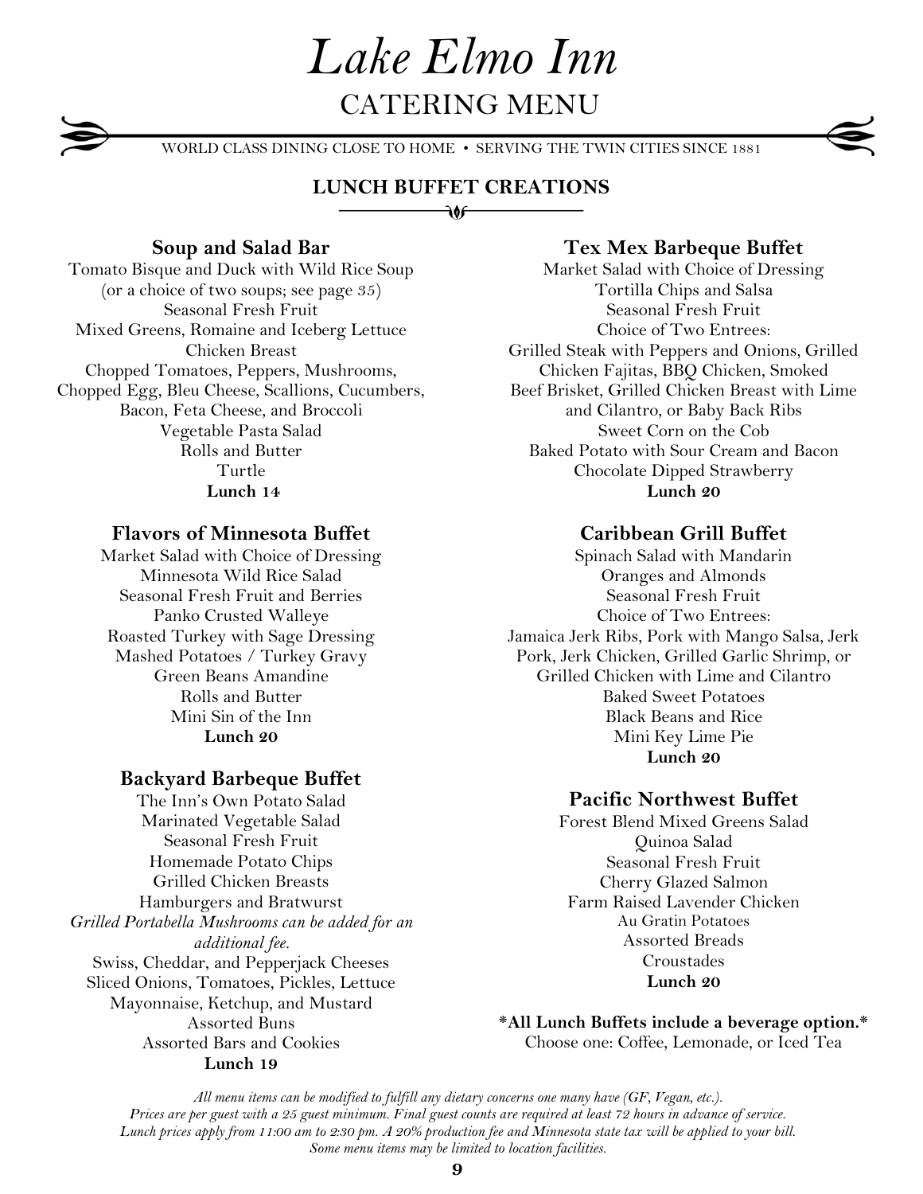# Lake Elmo Inn

## CATERING MENU

WORLD CLASS DINING CLOSE TO HOME • SERVING THE TWIN CITIES SINCE 1881

## LUNCH BUFFET CREATIONS

### Soup and Salad Bar

Tomato Bisque and Duck with Wild Rice Soup
(or a choice of two soups; see page 35)
Seasonal Fresh Fruit
Mixed Greens, Romaine and Iceberg Lettuce
Chicken Breast
Chopped Tomatoes, Peppers, Mushrooms,
Chopped Egg, Bleu Cheese, Scallions, Cucumbers,
Bacon, Feta Cheese, and Broccoli
Vegetable Pasta Salad
Rolls and Butter
Turtle
**Lunch 14**

### Flavors of Minnesota Buffet

Market Salad with Choice of Dressing
Minnesota Wild Rice Salad
Seasonal Fresh Fruit and Berries
Panko Crusted Walleye
Roasted Turkey with Sage Dressing
Mashed Potatoes / Turkey Gravy
Green Beans Amandine
Rolls and Butter
Mini Sin of the Inn
**Lunch 20**

### Backyard Barbeque Buffet

The Inn's Own Potato Salad
Marinated Vegetable Salad
Seasonal Fresh Fruit
Homemade Potato Chips
Grilled Chicken Breasts
Hamburgers and Bratwurst
*Grilled Portabella Mushrooms can be added for an additional fee.*
Swiss, Cheddar, and Pepperjack Cheeses
Sliced Onions, Tomatoes, Pickles, Lettuce
Mayonnaise, Ketchup, and Mustard
Assorted Buns
Assorted Bars and Cookies
**Lunch 19**

### Tex Mex Barbeque Buffet

Market Salad with Choice of Dressing
Tortilla Chips and Salsa
Seasonal Fresh Fruit
Choice of Two Entrees:
Grilled Steak with Peppers and Onions, Grilled Chicken Fajitas, BBQ Chicken, Smoked Beef Brisket, Grilled Chicken Breast with Lime and Cilantro, or Baby Back Ribs
Sweet Corn on the Cob
Baked Potato with Sour Cream and Bacon
Chocolate Dipped Strawberry
**Lunch 20**

### Caribbean Grill Buffet

Spinach Salad with Mandarin Oranges and Almonds
Seasonal Fresh Fruit
Choice of Two Entrees:
Jamaica Jerk Ribs, Pork with Mango Salsa, Jerk Pork, Jerk Chicken, Grilled Garlic Shrimp, or Grilled Chicken with Lime and Cilantro
Baked Sweet Potatoes
Black Beans and Rice
Mini Key Lime Pie
**Lunch 20**

### Pacific Northwest Buffet

Forest Blend Mixed Greens Salad
Quinoa Salad
Seasonal Fresh Fruit
Cherry Glazed Salmon
Farm Raised Lavender Chicken
Au Gratin Potatoes
Assorted Breads
Croustades
**Lunch 20**

**\*All Lunch Buffets include a beverage option.\***
Choose one: Coffee, Lemonade, or Iced Tea

*All menu items can be modified to fulfill any dietary concerns one many have (GF, Vegan, etc.).*
*Prices are per guest with a 25 guest minimum. Final guest counts are required at least 72 hours in advance of service.*
*Lunch prices apply from 11:00 am to 2:30 pm. A 20% production fee and Minnesota state tax will be applied to your bill.*
*Some menu items may be limited to location facilities.*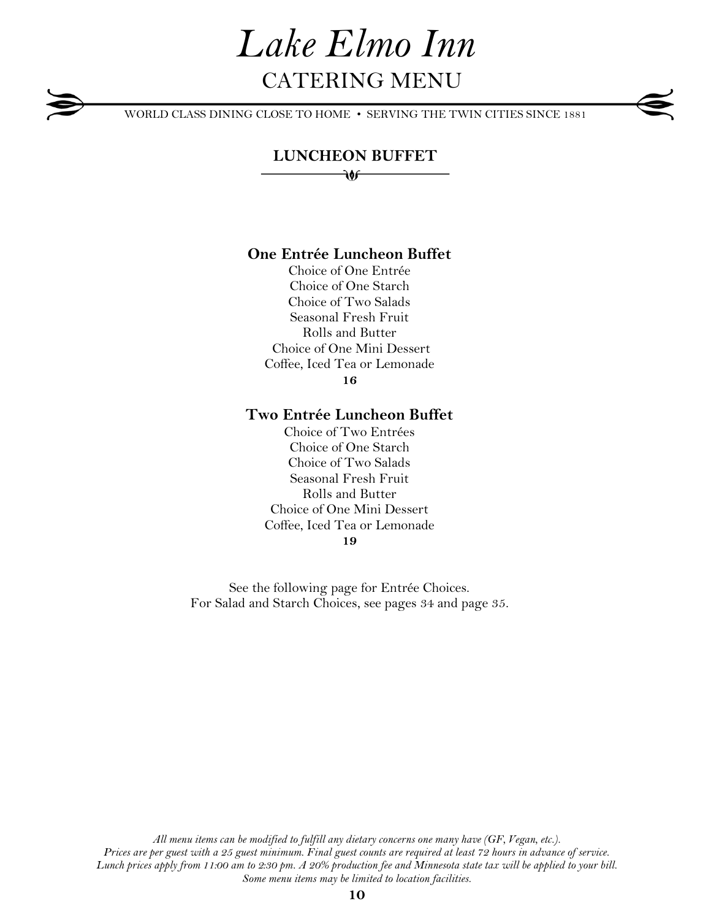# Lake Elmo Inn

CATERING MENU

WORLD CLASS DINING CLOSE TO HOME • SERVING THE TWIN CITIES SINCE 1881

## LUNCHEON BUFFET

### One Entrée Luncheon Buffet

Choice of One Entrée
Choice of One Starch
Choice of Two Salads
Seasonal Fresh Fruit
Rolls and Butter
Choice of One Mini Dessert
Coffee, Iced Tea or Lemonade

**16**

### Two Entrée Luncheon Buffet

Choice of Two Entrées
Choice of One Starch
Choice of Two Salads
Seasonal Fresh Fruit
Rolls and Butter
Choice of One Mini Dessert
Coffee, Iced Tea or Lemonade

**19**

See the following page for Entrée Choices.
For Salad and Starch Choices, see pages 34 and page 35.

*All menu items can be modified to fulfill any dietary concerns one many have (GF, Vegan, etc.).*
*Prices are per guest with a 25 guest minimum. Final guest counts are required at least 72 hours in advance of service.*
*Lunch prices apply from 11:00 am to 2:30 pm. A 20% production fee and Minnesota state tax will be applied to your bill.*
*Some menu items may be limited to location facilities.*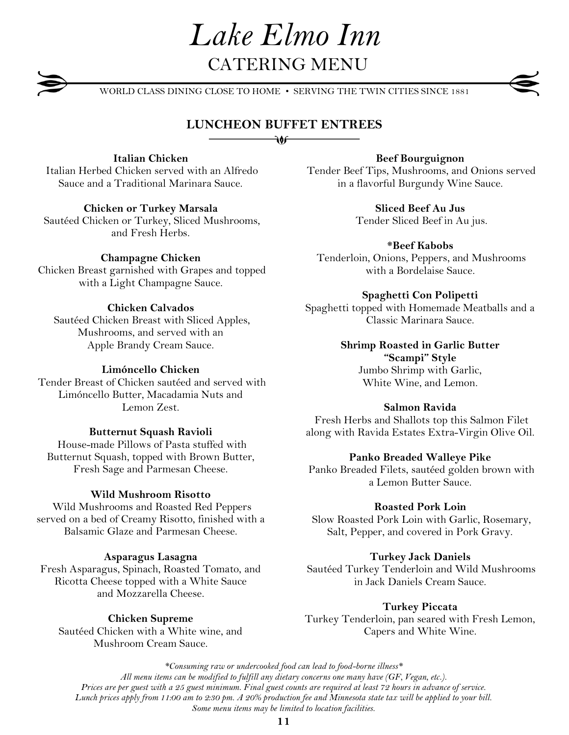# Lake Elmo Inn

CATERING MENU

WORLD CLASS DINING CLOSE TO HOME • SERVING THE TWIN CITIES SINCE 1881

## LUNCHEON BUFFET ENTREES

**Italian Chicken**
Italian Herbed Chicken served with an Alfredo Sauce and a Traditional Marinara Sauce.

**Chicken or Turkey Marsala**
Sautéed Chicken or Turkey, Sliced Mushrooms, and Fresh Herbs.

**Champagne Chicken**
Chicken Breast garnished with Grapes and topped with a Light Champagne Sauce.

**Chicken Calvados**
Sautéed Chicken Breast with Sliced Apples, Mushrooms, and served with an Apple Brandy Cream Sauce.

**Limóncello Chicken**
Tender Breast of Chicken sautéed and served with Limóncello Butter, Macadamia Nuts and Lemon Zest.

**Butternut Squash Ravioli**
House-made Pillows of Pasta stuffed with Butternut Squash, topped with Brown Butter, Fresh Sage and Parmesan Cheese.

**Wild Mushroom Risotto**
Wild Mushrooms and Roasted Red Peppers served on a bed of Creamy Risotto, finished with a Balsamic Glaze and Parmesan Cheese.

**Asparagus Lasagna**
Fresh Asparagus, Spinach, Roasted Tomato, and Ricotta Cheese topped with a White Sauce and Mozzarella Cheese.

**Chicken Supreme**
Sautéed Chicken with a White wine, and Mushroom Cream Sauce.

**Beef Bourguignon**
Tender Beef Tips, Mushrooms, and Onions served in a flavorful Burgundy Wine Sauce.

**Sliced Beef Au Jus**
Tender Sliced Beef in Au jus.

**\*Beef Kabobs**
Tenderloin, Onions, Peppers, and Mushrooms with a Bordelaise Sauce.

**Spaghetti Con Polipetti**
Spaghetti topped with Homemade Meatballs and a Classic Marinara Sauce.

**Shrimp Roasted in Garlic Butter "Scampi" Style**
Jumbo Shrimp with Garlic, White Wine, and Lemon.

**Salmon Ravida**
Fresh Herbs and Shallots top this Salmon Filet along with Ravida Estates Extra-Virgin Olive Oil.

**Panko Breaded Walleye Pike**
Panko Breaded Filets, sautéed golden brown with a Lemon Butter Sauce.

**Roasted Pork Loin**
Slow Roasted Pork Loin with Garlic, Rosemary, Salt, Pepper, and covered in Pork Gravy.

**Turkey Jack Daniels**
Sautéed Turkey Tenderloin and Wild Mushrooms in Jack Daniels Cream Sauce.

**Turkey Piccata**
Turkey Tenderloin, pan seared with Fresh Lemon, Capers and White Wine.

*\*Consuming raw or undercooked food can lead to food-borne illness\**
*All menu items can be modified to fulfill any dietary concerns one many have (GF, Vegan, etc.).*
*Prices are per guest with a 25 guest minimum. Final guest counts are required at least 72 hours in advance of service.*
*Lunch prices apply from 11:00 am to 2:30 pm. A 20% production fee and Minnesota state tax will be applied to your bill.*
*Some menu items may be limited to location facilities.*